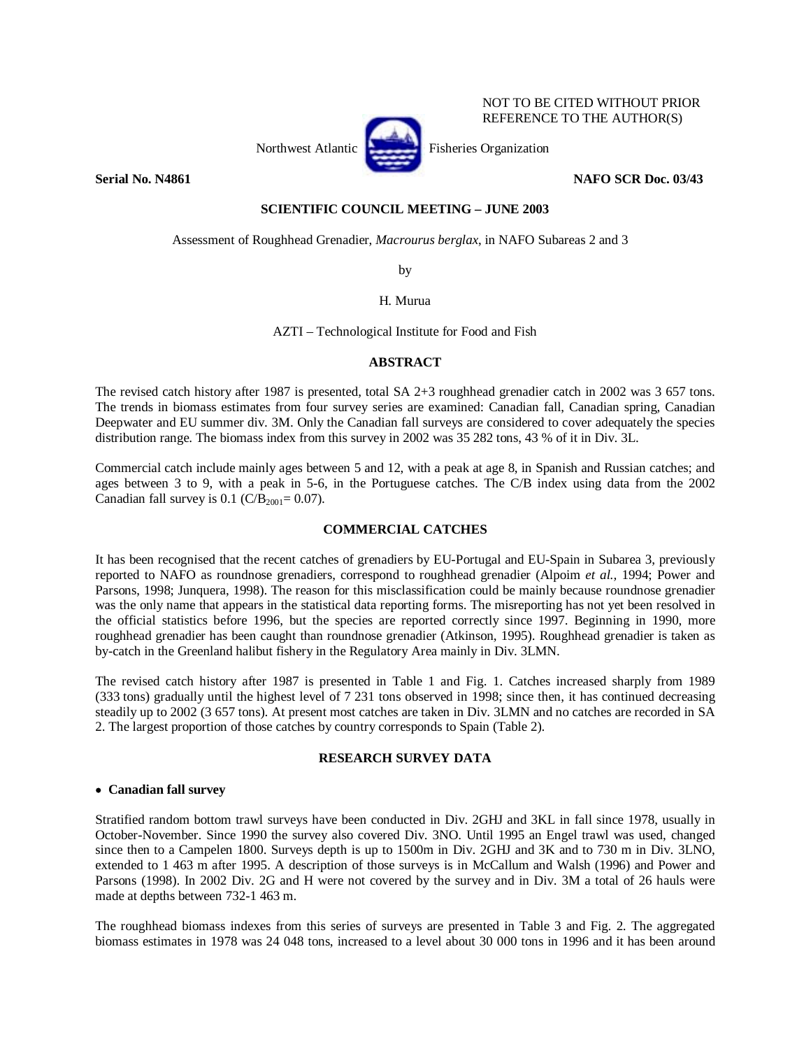NOT TO BE CITED WITHOUT PRIOR REFERENCE TO THE AUTHOR(S)

Northwest Atlantic Fisheries Organization

**Serial No. N4861** **NAFO SCR Doc. 03/43**

**SCIENTIFIC COUNCIL MEETING – JUNE 2003**

Assessment of Roughhead Grenadier, *Macrourus berglax*, in NAFO Subareas 2 and 3

by

H. Murua

AZTI – Technological Institute for Food and Fish

## ABSTRACT

The revised catch history after 1987 is presented, total SA 2+3 roughhead grenadier catch in 2002 was 3 657 tons. The trends in biomass estimates from four survey series are examined: Canadian fall, Canadian spring, Canadian Deepwater and EU summer div. 3M. Only the Canadian fall surveys are considered to cover adequately the species distribution range. The biomass index from this survey in 2002 was 35 282 tons, 43 % of it in Div. 3L.

Commercial catch include mainly ages between 5 and 12, with a peak at age 8, in Spanish and Russian catches; and ages between 3 to 9, with a peak in 5-6, in the Portuguese catches. The C/B index using data from the 2002 Canadian fall survey is 0.1 ($C/B_{2001}$= 0.07).

## COMMERCIAL CATCHES

It has been recognised that the recent catches of grenadiers by EU-Portugal and EU-Spain in Subarea 3, previously reported to NAFO as roundnose grenadiers, correspond to roughhead grenadier (Alpoim *et al.*, 1994; Power and Parsons, 1998; Junquera, 1998). The reason for this misclassification could be mainly because roundnose grenadier was the only name that appears in the statistical data reporting forms. The misreporting has not yet been resolved in the official statistics before 1996, but the species are reported correctly since 1997. Beginning in 1990, more roughhead grenadier has been caught than roundnose grenadier (Atkinson, 1995). Roughhead grenadier is taken as by-catch in the Greenland halibut fishery in the Regulatory Area mainly in Div. 3LMN.

The revised catch history after 1987 is presented in Table 1 and Fig. 1. Catches increased sharply from 1989 (333 tons) gradually until the highest level of 7 231 tons observed in 1998; since then, it has continued decreasing steadily up to 2002 (3 657 tons). At present most catches are taken in Div. 3LMN and no catches are recorded in SA 2. The largest proportion of those catches by country corresponds to Spain (Table 2).

## RESEARCH SURVEY DATA

- **Canadian fall survey**

Stratified random bottom trawl surveys have been conducted in Div. 2GHJ and 3KL in fall since 1978, usually in October-November. Since 1990 the survey also covered Div. 3NO. Until 1995 an Engel trawl was used, changed since then to a Campelen 1800. Surveys depth is up to 1500m in Div. 2GHJ and 3K and to 730 m in Div. 3LNO, extended to 1 463 m after 1995. A description of those surveys is in McCallum and Walsh (1996) and Power and Parsons (1998). In 2002 Div. 2G and H were not covered by the survey and in Div. 3M a total of 26 hauls were made at depths between 732-1 463 m.

The roughhead biomass indexes from this series of surveys are presented in Table 3 and Fig. 2. The aggregated biomass estimates in 1978 was 24 048 tons, increased to a level about 30 000 tons in 1996 and it has been around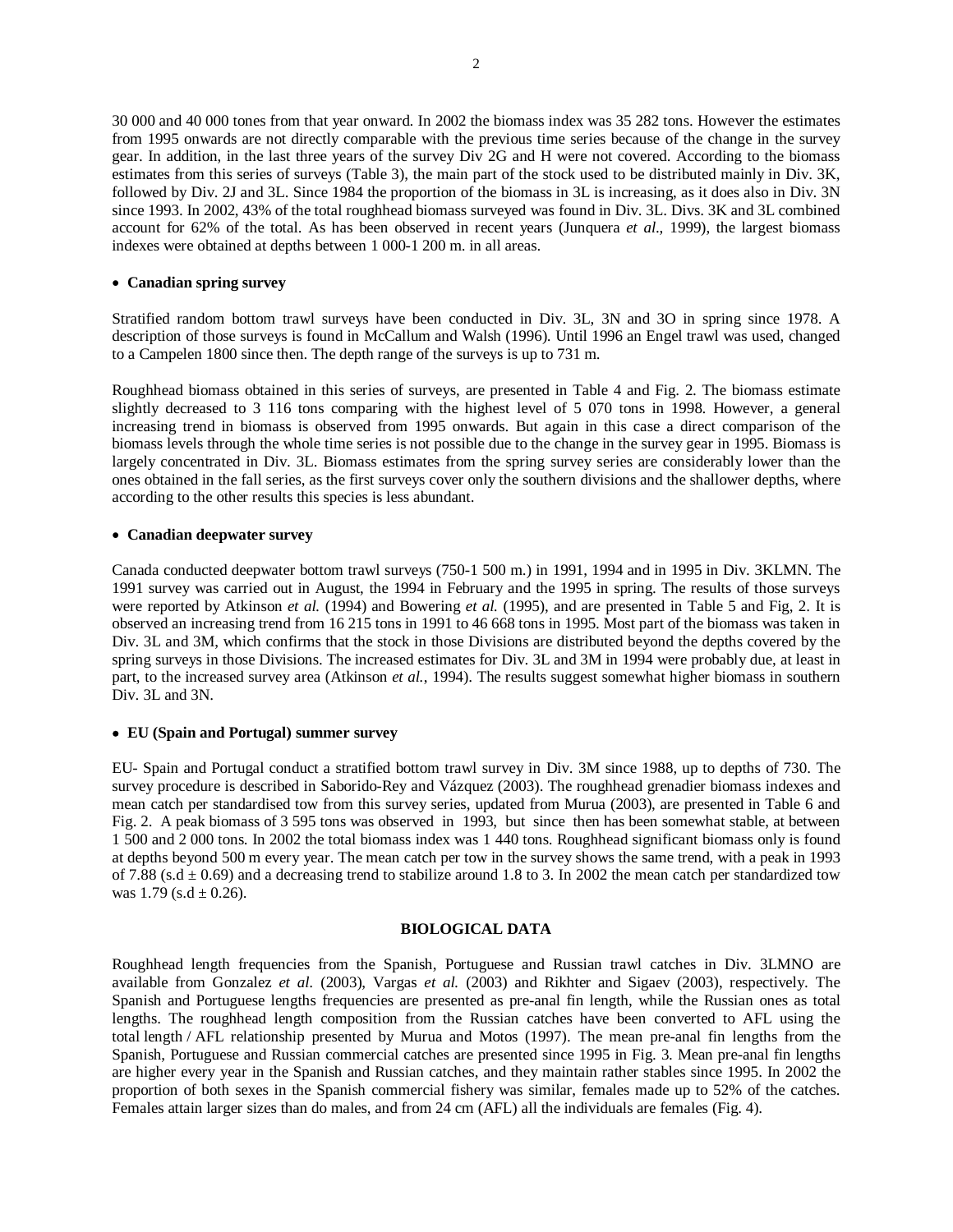30 000 and 40 000 tones from that year onward. In 2002 the biomass index was 35 282 tons. However the estimates from 1995 onwards are not directly comparable with the previous time series because of the change in the survey gear. In addition, in the last three years of the survey Div 2G and H were not covered. According to the biomass estimates from this series of surveys (Table 3), the main part of the stock used to be distributed mainly in Div. 3K, followed by Div. 2J and 3L. Since 1984 the proportion of the biomass in 3L is increasing, as it does also in Div. 3N since 1993. In 2002, 43% of the total roughhead biomass surveyed was found in Div. 3L. Divs. 3K and 3L combined account for 62% of the total. As has been observed in recent years (Junquera *et al.*, 1999), the largest biomass indexes were obtained at depths between 1 000-1 200 m. in all areas.

- **Canadian spring survey**

Stratified random bottom trawl surveys have been conducted in Div. 3L, 3N and 3O in spring since 1978. A description of those surveys is found in McCallum and Walsh (1996). Until 1996 an Engel trawl was used, changed to a Campelen 1800 since then. The depth range of the surveys is up to 731 m.

Roughhead biomass obtained in this series of surveys, are presented in Table 4 and Fig. 2. The biomass estimate slightly decreased to 3 116 tons comparing with the highest level of 5 070 tons in 1998. However, a general increasing trend in biomass is observed from 1995 onwards. But again in this case a direct comparison of the biomass levels through the whole time series is not possible due to the change in the survey gear in 1995. Biomass is largely concentrated in Div. 3L. Biomass estimates from the spring survey series are considerably lower than the ones obtained in the fall series, as the first surveys cover only the southern divisions and the shallower depths, where according to the other results this species is less abundant.

- **Canadian deepwater survey**

Canada conducted deepwater bottom trawl surveys (750-1 500 m.) in 1991, 1994 and in 1995 in Div. 3KLMN. The 1991 survey was carried out in August, the 1994 in February and the 1995 in spring. The results of those surveys were reported by Atkinson *et al.* (1994) and Bowering *et al.* (1995), and are presented in Table 5 and Fig, 2. It is observed an increasing trend from 16 215 tons in 1991 to 46 668 tons in 1995. Most part of the biomass was taken in Div. 3L and 3M, which confirms that the stock in those Divisions are distributed beyond the depths covered by the spring surveys in those Divisions. The increased estimates for Div. 3L and 3M in 1994 were probably due, at least in part, to the increased survey area (Atkinson *et al.*, 1994). The results suggest somewhat higher biomass in southern Div. 3L and 3N.

- **EU (Spain and Portugal) summer survey**

EU- Spain and Portugal conduct a stratified bottom trawl survey in Div. 3M since 1988, up to depths of 730. The survey procedure is described in Saborido-Rey and Vázquez (2003). The roughhead grenadier biomass indexes and mean catch per standardised tow from this survey series, updated from Murua (2003), are presented in Table 6 and Fig. 2. A peak biomass of 3 595 tons was observed in 1993, but since then has been somewhat stable, at between 1 500 and 2 000 tons. In 2002 the total biomass index was 1 440 tons. Roughhead significant biomass only is found at depths beyond 500 m every year. The mean catch per tow in the survey shows the same trend, with a peak in 1993 of 7.88 (s.d ± 0.69) and a decreasing trend to stabilize around 1.8 to 3. In 2002 the mean catch per standardized tow was 1.79 (s.d ± 0.26).

## BIOLOGICAL DATA

Roughhead length frequencies from the Spanish, Portuguese and Russian trawl catches in Div. 3LMNO are available from Gonzalez *et al.* (2003), Vargas *et al.* (2003) and Rikhter and Sigaev (2003), respectively. The Spanish and Portuguese lengths frequencies are presented as pre-anal fin length, while the Russian ones as total lengths. The roughhead length composition from the Russian catches have been converted to AFL using the total length / AFL relationship presented by Murua and Motos (1997). The mean pre-anal fin lengths from the Spanish, Portuguese and Russian commercial catches are presented since 1995 in Fig. 3. Mean pre-anal fin lengths are higher every year in the Spanish and Russian catches, and they maintain rather stables since 1995. In 2002 the proportion of both sexes in the Spanish commercial fishery was similar, females made up to 52% of the catches. Females attain larger sizes than do males, and from 24 cm (AFL) all the individuals are females (Fig. 4).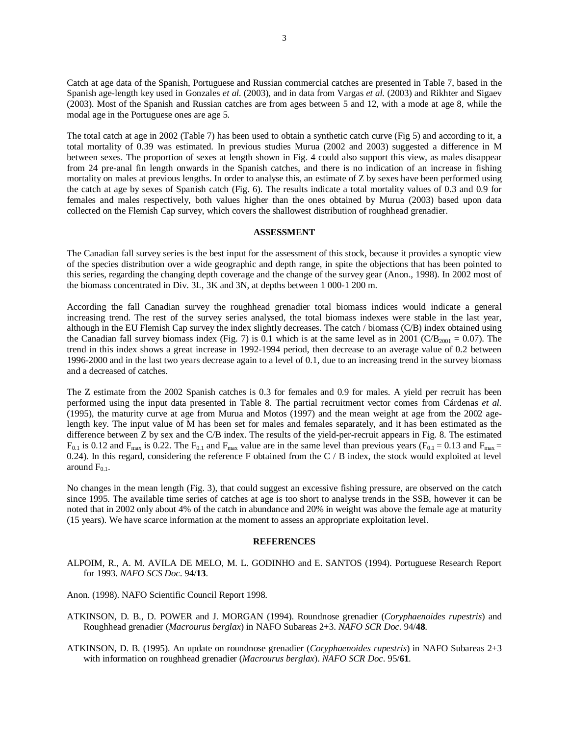Catch at age data of the Spanish, Portuguese and Russian commercial catches are presented in Table 7, based in the Spanish age-length key used in Gonzales *et al.* (2003), and in data from Vargas *et al.* (2003) and Rikhter and Sigaev (2003). Most of the Spanish and Russian catches are from ages between 5 and 12, with a mode at age 8, while the modal age in the Portuguese ones are age 5.

The total catch at age in 2002 (Table 7) has been used to obtain a synthetic catch curve (Fig 5) and according to it, a total mortality of 0.39 was estimated. In previous studies Murua (2002 and 2003) suggested a difference in M between sexes. The proportion of sexes at length shown in Fig. 4 could also support this view, as males disappear from 24 pre-anal fin length onwards in the Spanish catches, and there is no indication of an increase in fishing mortality on males at previous lengths. In order to analyse this, an estimate of Z by sexes have been performed using the catch at age by sexes of Spanish catch (Fig. 6). The results indicate a total mortality values of 0.3 and 0.9 for females and males respectively, both values higher than the ones obtained by Murua (2003) based upon data collected on the Flemish Cap survey, which covers the shallowest distribution of roughhead grenadier.

## ASSESSMENT

The Canadian fall survey series is the best input for the assessment of this stock, because it provides a synoptic view of the species distribution over a wide geographic and depth range, in spite the objections that has been pointed to this series, regarding the changing depth coverage and the change of the survey gear (Anon., 1998). In 2002 most of the biomass concentrated in Div. 3L, 3K and 3N, at depths between 1 000-1 200 m.

According the fall Canadian survey the roughhead grenadier total biomass indices would indicate a general increasing trend. The rest of the survey series analysed, the total biomass indexes were stable in the last year, although in the EU Flemish Cap survey the index slightly decreases. The catch / biomass (C/B) index obtained using the Canadian fall survey biomass index (Fig. 7) is 0.1 which is at the same level as in 2001 ($C/B_{2001}$ = 0.07). The trend in this index shows a great increase in 1992-1994 period, then decrease to an average value of 0.2 between 1996-2000 and in the last two years decrease again to a level of 0.1, due to an increasing trend in the survey biomass and a decreased of catches.

The Z estimate from the 2002 Spanish catches is 0.3 for females and 0.9 for males. A yield per recruit has been performed using the input data presented in Table 8. The partial recruitment vector comes from Cárdenas *et al.* (1995), the maturity curve at age from Murua and Motos (1997) and the mean weight at age from the 2002 age-length key. The input value of M has been set for males and females separately, and it has been estimated as the difference between Z by sex and the C/B index. The results of the yield-per-recruit appears in Fig. 8. The estimated $F_{0.1}$ is 0.12 and $F_{max}$ is 0.22. The $F_{0.1}$ and $F_{max}$ value are in the same level than previous years ($F_{0.1}$ = 0.13 and $F_{max}$ = 0.24). In this regard, considering the reference F obtained from the C / B index, the stock would exploited at level around $F_{0.1}$.

No changes in the mean length (Fig. 3), that could suggest an excessive fishing pressure, are observed on the catch since 1995. The available time series of catches at age is too short to analyse trends in the SSB, however it can be noted that in 2002 only about 4% of the catch in abundance and 20% in weight was above the female age at maturity (15 years). We have scarce information at the moment to assess an appropriate exploitation level.

## REFERENCES

ALPOIM, R., A. M. AVILA DE MELO, M. L. GODINHO and E. SANTOS (1994). Portuguese Research Report for 1993. *NAFO SCS Doc.* 94/**13**.

Anon. (1998). NAFO Scientific Council Report 1998.

ATKINSON, D. B., D. POWER and J. MORGAN (1994). Roundnose grenadier (*Coryphaenoides rupestris*) and Roughhead grenadier (*Macrourus berglax*) in NAFO Subareas 2+3. *NAFO SCR Doc.* 94/**48**.

ATKINSON, D. B. (1995). An update on roundnose grenadier (*Coryphaenoides rupestris*) in NAFO Subareas 2+3 with information on roughhead grenadier (*Macrourus berglax*). *NAFO SCR Doc.* 95/**61**.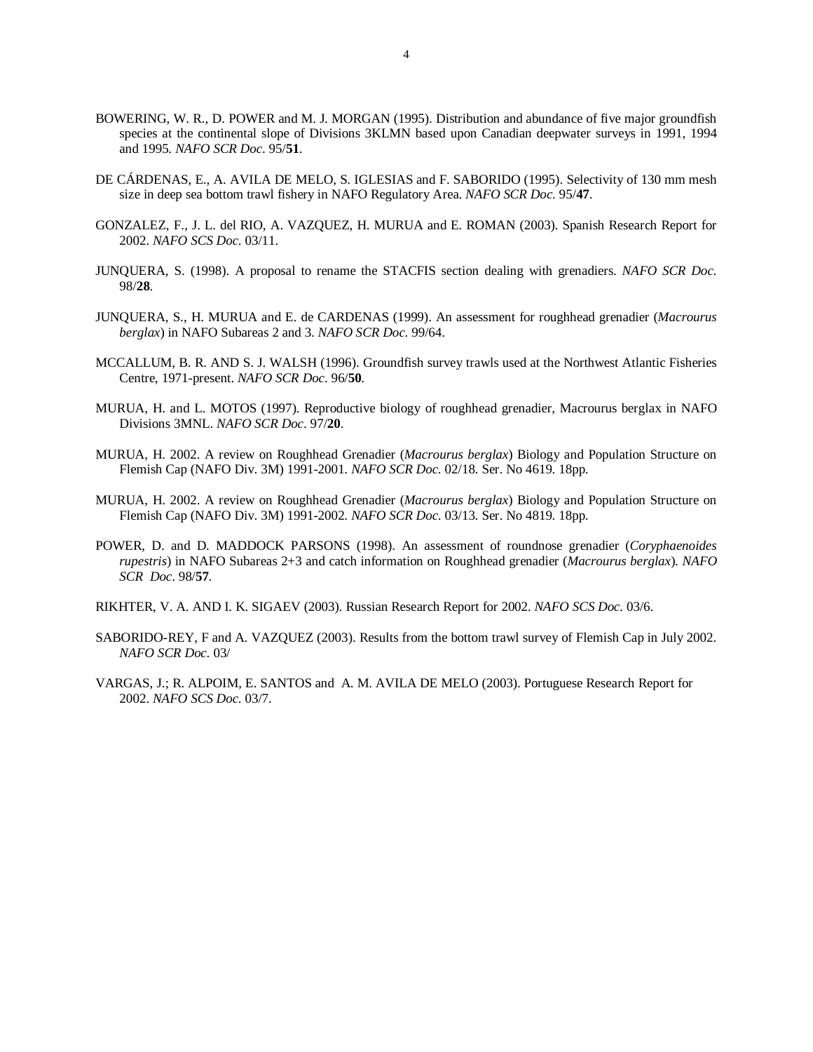BOWERING, W. R., D. POWER and M. J. MORGAN (1995). Distribution and abundance of five major groundfish species at the continental slope of Divisions 3KLMN based upon Canadian deepwater surveys in 1991, 1994 and 1995. *NAFO SCR Doc*. 95/**51**.

DE CÁRDENAS, E., A. AVILA DE MELO, S. IGLESIAS and F. SABORIDO (1995). Selectivity of 130 mm mesh size in deep sea bottom trawl fishery in NAFO Regulatory Area. *NAFO SCR Doc*. 95/**47**.

GONZALEZ, F., J. L. del RIO, A. VAZQUEZ, H. MURUA and E. ROMAN (2003). Spanish Research Report for 2002. *NAFO SCS Doc*. 03/11.

JUNQUERA, S. (1998). A proposal to rename the STACFIS section dealing with grenadiers. *NAFO SCR Doc*. 98/**28**.

JUNQUERA, S., H. MURUA and E. de CARDENAS (1999). An assessment for roughhead grenadier (*Macrourus berglax*) in NAFO Subareas 2 and 3. *NAFO SCR Doc*. 99/64.

MCCALLUM, B. R. AND S. J. WALSH (1996). Groundfish survey trawls used at the Northwest Atlantic Fisheries Centre, 1971-present. *NAFO SCR Doc*. 96/**50**.

MURUA, H. and L. MOTOS (1997). Reproductive biology of roughhead grenadier, Macrourus berglax in NAFO Divisions 3MNL. *NAFO SCR Doc*. 97/**20**.

MURUA, H. 2002. A review on Roughhead Grenadier (*Macrourus berglax*) Biology and Population Structure on Flemish Cap (NAFO Div. 3M) 1991-2001. *NAFO SCR Doc*. 02/18. Ser. No 4619. 18pp.

MURUA, H. 2002. A review on Roughhead Grenadier (*Macrourus berglax*) Biology and Population Structure on Flemish Cap (NAFO Div. 3M) 1991-2002. *NAFO SCR Doc*. 03/13. Ser. No 4819. 18pp.

POWER, D. and D. MADDOCK PARSONS (1998). An assessment of roundnose grenadier (*Coryphaenoides rupestris*) in NAFO Subareas 2+3 and catch information on Roughhead grenadier (*Macrourus berglax*). *NAFO SCR Doc*. 98/**57**.

RIKHTER, V. A. AND I. K. SIGAEV (2003). Russian Research Report for 2002. *NAFO SCS Doc*. 03/6.

SABORIDO-REY, F and A. VAZQUEZ (2003). Results from the bottom trawl survey of Flemish Cap in July 2002. *NAFO SCR Doc*. 03/

VARGAS, J.; R. ALPOIM, E. SANTOS and A. M. AVILA DE MELO (2003). Portuguese Research Report for 2002. *NAFO SCS Doc*. 03/7.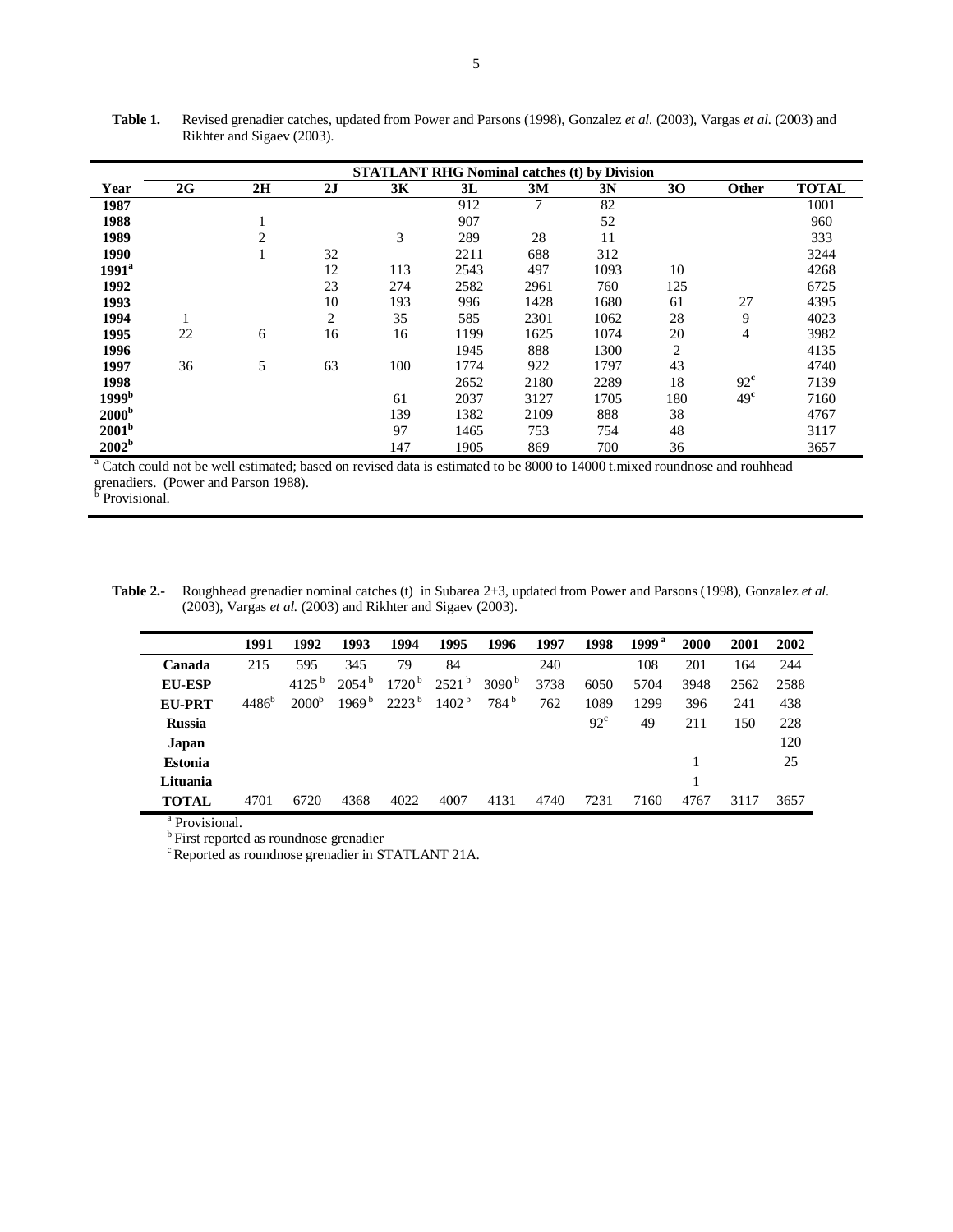**Table 1.** Revised grenadier catches, updated from Power and Parsons (1998), Gonzalez *et al.* (2003), Vargas *et al.* (2003) and Rikhter and Sigaev (2003).

| | STATLANT RHG Nominal catches (t) by Division | | | | | | | | | |
|---|---|---|---|---|---|---|---|---|---|---|
| **Year** | **2G** | **2H** | **2J** | **3K** | **3L** | **3M** | **3N** | **3O** | **Other** | **TOTAL** |
| **1987** | | | | | 912 | 7 | 82 | | | 1001 |
| **1988** | | 1 | | | 907 | | 52 | | | 960 |
| **1989** | | 2 | | 3 | 289 | 28 | 11 | | | 333 |
| **1990** | | 1 | 32 | | 2211 | 688 | 312 | | | 3244 |
| **1991[a]** | | | 12 | 113 | 2543 | 497 | 1093 | 10 | | 4268 |
| **1992** | | | 23 | 274 | 2582 | 2961 | 760 | 125 | | 6725 |
| **1993** | | | 10 | 193 | 996 | 1428 | 1680 | 61 | 27 | 4395 |
| **1994** | 1 | | 2 | 35 | 585 | 2301 | 1062 | 28 | 9 | 4023 |
| **1995** | 22 | 6 | 16 | 16 | 1199 | 1625 | 1074 | 20 | 4 | 3982 |
| **1996** | | | | | 1945 | 888 | 1300 | 2 | | 4135 |
| **1997** | 36 | 5 | 63 | 100 | 1774 | 922 | 1797 | 43 | | 4740 |
| **1998** | | | | | 2652 | 2180 | 2289 | 18 | 92[c] | 7139 |
| **1999[b]** | | | | 61 | 2037 | 3127 | 1705 | 180 | 49[c] | 7160 |
| **2000[b]** | | | | 139 | 1382 | 2109 | 888 | 38 | | 4767 |
| **2001[b]** | | | | 97 | 1465 | 753 | 754 | 48 | | 3117 |
| **2002[b]** | | | | 147 | 1905 | 869 | 700 | 36 | | 3657 |

[a] Catch could not be well estimated; based on revised data is estimated to be 8000 to 14000 t.mixed roundnose and rouhhead grenadiers. (Power and Parson 1988).
[b] Provisional.

**Table 2.-** Roughhead grenadier nominal catches (t) in Subarea 2+3, updated from Power and Parsons (1998), Gonzalez *et al.* (2003), Vargas *et al.* (2003) and Rikhter and Sigaev (2003).

| | **1991** | **1992** | **1993** | **1994** | **1995** | **1996** | **1997** | **1998** | **1999[a]** | **2000** | **2001** | **2002** |
|---|---|---|---|---|---|---|---|---|---|---|---|---|
| **Canada** | 215 | 595 | 345 | 79 | 84 | | 240 | | 108 | 201 | 164 | 244 |
| **EU-ESP** | | 4125[b] | 2054[b] | 1720[b] | 2521[b] | 3090[b] | 3738 | 6050 | 5704 | 3948 | 2562 | 2588 |
| **EU-PRT** | 4486[b] | 2000[b] | 1969[b] | 2223[b] | 1402[b] | 784[b] | 762 | 1089 | 1299 | 396 | 241 | 438 |
| **Russia** | | | | | | | | 92[c] | 49 | 211 | 150 | 228 |
| **Japan** | | | | | | | | | | | | 120 |
| **Estonia** | | | | | | | | | | 1 | | 25 |
| **Lituania** | | | | | | | | | | 1 | | |
| **TOTAL** | 4701 | 6720 | 4368 | 4022 | 4007 | 4131 | 4740 | 7231 | 7160 | 4767 | 3117 | 3657 |

[a] Provisional.
[b] First reported as roundnose grenadier
[c] Reported as roundnose grenadier in STATLANT 21A.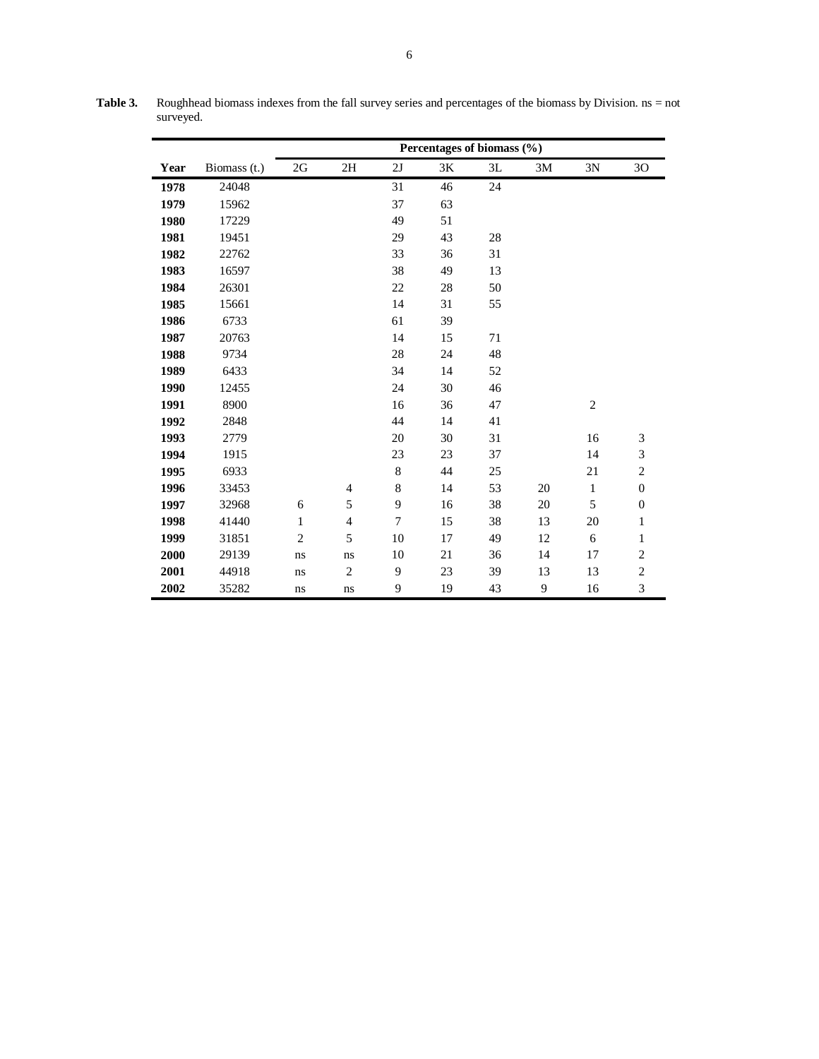**Table 3.** Roughhead biomass indexes from the fall survey series and percentages of the biomass by Division. ns = not surveyed.

| | | Percentages of biomass (%) | | | | | | | |
|---|---|---|---|---|---|---|---|---|---|
| **Year** | Biomass (t.) | 2G | 2H | 2J | 3K | 3L | 3M | 3N | 3O |
| **1978** | 24048 | | | 31 | 46 | 24 | | | |
| **1979** | 15962 | | | 37 | 63 | | | | |
| **1980** | 17229 | | | 49 | 51 | | | | |
| **1981** | 19451 | | | 29 | 43 | 28 | | | |
| **1982** | 22762 | | | 33 | 36 | 31 | | | |
| **1983** | 16597 | | | 38 | 49 | 13 | | | |
| **1984** | 26301 | | | 22 | 28 | 50 | | | |
| **1985** | 15661 | | | 14 | 31 | 55 | | | |
| **1986** | 6733 | | | 61 | 39 | | | | |
| **1987** | 20763 | | | 14 | 15 | 71 | | | |
| **1988** | 9734 | | | 28 | 24 | 48 | | | |
| **1989** | 6433 | | | 34 | 14 | 52 | | | |
| **1990** | 12455 | | | 24 | 30 | 46 | | | |
| **1991** | 8900 | | | 16 | 36 | 47 | | 2 | |
| **1992** | 2848 | | | 44 | 14 | 41 | | | |
| **1993** | 2779 | | | 20 | 30 | 31 | | 16 | 3 |
| **1994** | 1915 | | | 23 | 23 | 37 | | 14 | 3 |
| **1995** | 6933 | | | 8 | 44 | 25 | | 21 | 2 |
| **1996** | 33453 | | 4 | 8 | 14 | 53 | 20 | 1 | 0 |
| **1997** | 32968 | 6 | 5 | 9 | 16 | 38 | 20 | 5 | 0 |
| **1998** | 41440 | 1 | 4 | 7 | 15 | 38 | 13 | 20 | 1 |
| **1999** | 31851 | 2 | 5 | 10 | 17 | 49 | 12 | 6 | 1 |
| **2000** | 29139 | ns | ns | 10 | 21 | 36 | 14 | 17 | 2 |
| **2001** | 44918 | ns | 2 | 9 | 23 | 39 | 13 | 13 | 2 |
| **2002** | 35282 | ns | ns | 9 | 19 | 43 | 9 | 16 | 3 |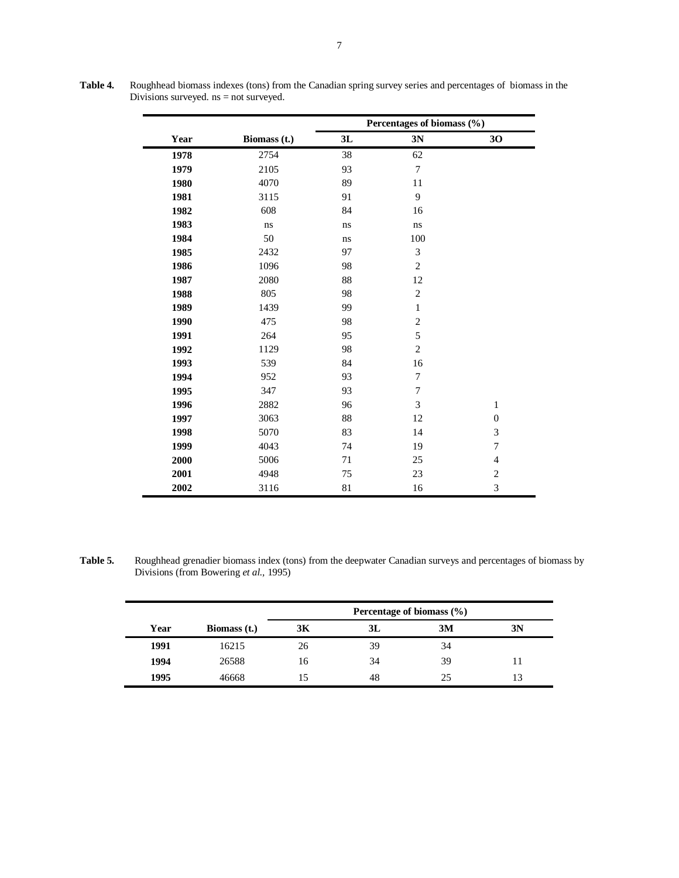**Table 4.** Roughhead biomass indexes (tons) from the Canadian spring survey series and percentages of biomass in the Divisions surveyed. ns = not surveyed.

| | | Percentages of biomass (%) | | |
|---|---|---|---|---|
| **Year** | **Biomass (t.)** | **3L** | **3N** | **3O** |
| **1978** | 2754 | 38 | 62 | |
| **1979** | 2105 | 93 | 7 | |
| **1980** | 4070 | 89 | 11 | |
| **1981** | 3115 | 91 | 9 | |
| **1982** | 608 | 84 | 16 | |
| **1983** | ns | ns | ns | |
| **1984** | 50 | ns | 100 | |
| **1985** | 2432 | 97 | 3 | |
| **1986** | 1096 | 98 | 2 | |
| **1987** | 2080 | 88 | 12 | |
| **1988** | 805 | 98 | 2 | |
| **1989** | 1439 | 99 | 1 | |
| **1990** | 475 | 98 | 2 | |
| **1991** | 264 | 95 | 5 | |
| **1992** | 1129 | 98 | 2 | |
| **1993** | 539 | 84 | 16 | |
| **1994** | 952 | 93 | 7 | |
| **1995** | 347 | 93 | 7 | |
| **1996** | 2882 | 96 | 3 | 1 |
| **1997** | 3063 | 88 | 12 | 0 |
| **1998** | 5070 | 83 | 14 | 3 |
| **1999** | 4043 | 74 | 19 | 7 |
| **2000** | 5006 | 71 | 25 | 4 |
| **2001** | 4948 | 75 | 23 | 2 |
| **2002** | 3116 | 81 | 16 | 3 |

**Table 5.** Roughhead grenadier biomass index (tons) from the deepwater Canadian surveys and percentages of biomass by Divisions (from Bowering *et al.,* 1995)

| | | Percentage of biomass (%) | | | |
|---|---|---|---|---|---|
| **Year** | **Biomass (t.)** | **3K** | **3L** | **3M** | **3N** |
| **1991** | 16215 | 26 | 39 | 34 | |
| **1994** | 26588 | 16 | 34 | 39 | 11 |
| **1995** | 46668 | 15 | 48 | 25 | 13 |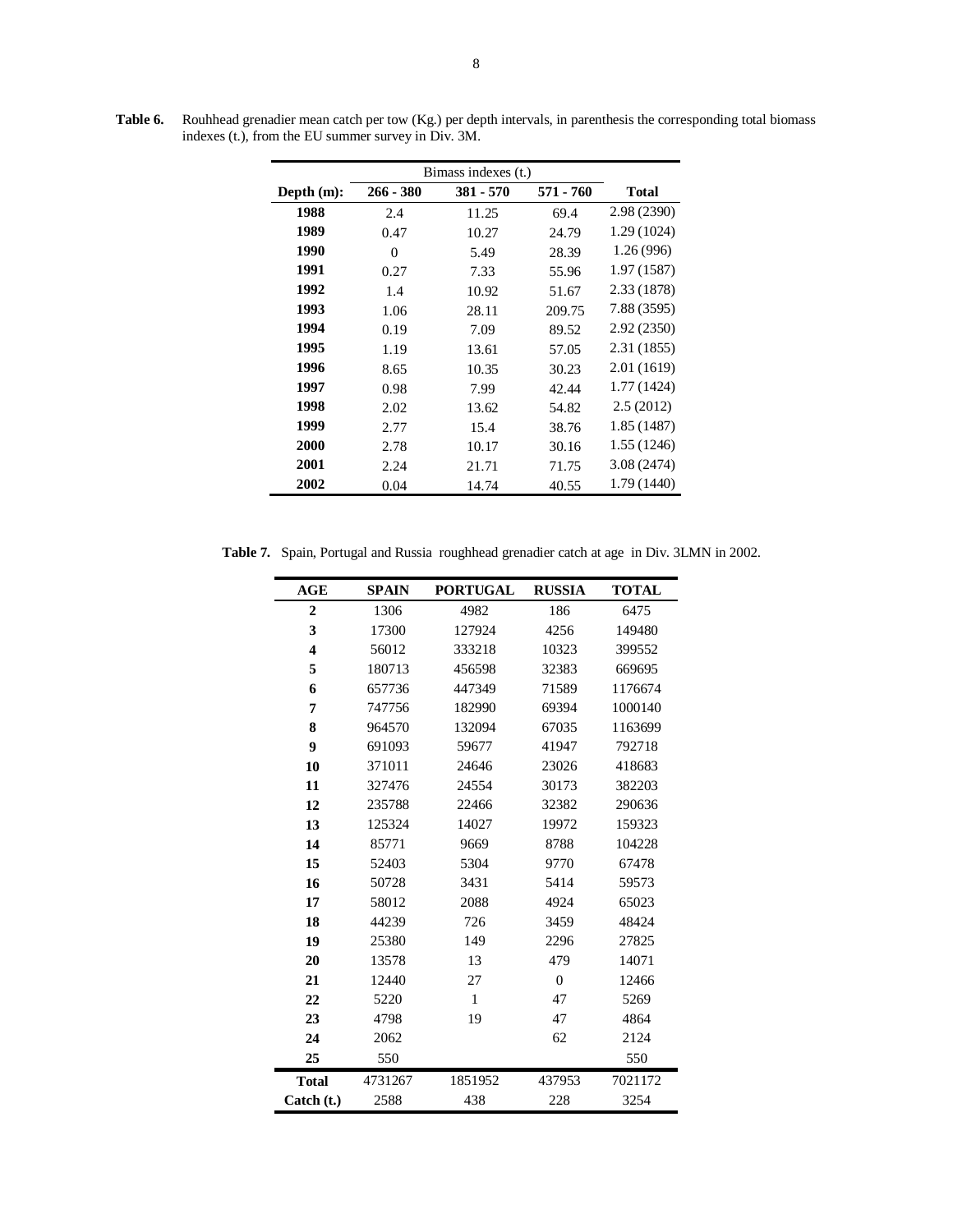**Table 6.** Rouhhead grenadier mean catch per tow (Kg.) per depth intervals, in parenthesis the corresponding total biomass indexes (t.), from the EU summer survey in Div. 3M.

| | Bimass indexes (t.) | | | |
|---|---|---|---|---|
| **Depth (m):** | **266 - 380** | **381 - 570** | **571 - 760** | **Total** |
| **1988** | 2.4 | 11.25 | 69.4 | 2.98 (2390) |
| **1989** | 0.47 | 10.27 | 24.79 | 1.29 (1024) |
| **1990** | 0 | 5.49 | 28.39 | 1.26 (996) |
| **1991** | 0.27 | 7.33 | 55.96 | 1.97 (1587) |
| **1992** | 1.4 | 10.92 | 51.67 | 2.33 (1878) |
| **1993** | 1.06 | 28.11 | 209.75 | 7.88 (3595) |
| **1994** | 0.19 | 7.09 | 89.52 | 2.92 (2350) |
| **1995** | 1.19 | 13.61 | 57.05 | 2.31 (1855) |
| **1996** | 8.65 | 10.35 | 30.23 | 2.01 (1619) |
| **1997** | 0.98 | 7.99 | 42.44 | 1.77 (1424) |
| **1998** | 2.02 | 13.62 | 54.82 | 2.5 (2012) |
| **1999** | 2.77 | 15.4 | 38.76 | 1.85 (1487) |
| **2000** | 2.78 | 10.17 | 30.16 | 1.55 (1246) |
| **2001** | 2.24 | 21.71 | 71.75 | 3.08 (2474) |
| **2002** | 0.04 | 14.74 | 40.55 | 1.79 (1440) |

**Table 7.** Spain, Portugal and Russia roughhead grenadier catch at age in Div. 3LMN in 2002.

| AGE | SPAIN | PORTUGAL | RUSSIA | TOTAL |
|---|---|---|---|---|
| **2** | 1306 | 4982 | 186 | 6475 |
| **3** | 17300 | 127924 | 4256 | 149480 |
| **4** | 56012 | 333218 | 10323 | 399552 |
| **5** | 180713 | 456598 | 32383 | 669695 |
| **6** | 657736 | 447349 | 71589 | 1176674 |
| **7** | 747756 | 182990 | 69394 | 1000140 |
| **8** | 964570 | 132094 | 67035 | 1163699 |
| **9** | 691093 | 59677 | 41947 | 792718 |
| **10** | 371011 | 24646 | 23026 | 418683 |
| **11** | 327476 | 24554 | 30173 | 382203 |
| **12** | 235788 | 22466 | 32382 | 290636 |
| **13** | 125324 | 14027 | 19972 | 159323 |
| **14** | 85771 | 9669 | 8788 | 104228 |
| **15** | 52403 | 5304 | 9770 | 67478 |
| **16** | 50728 | 3431 | 5414 | 59573 |
| **17** | 58012 | 2088 | 4924 | 65023 |
| **18** | 44239 | 726 | 3459 | 48424 |
| **19** | 25380 | 149 | 2296 | 27825 |
| **20** | 13578 | 13 | 479 | 14071 |
| **21** | 12440 | 27 | 0 | 12466 |
| **22** | 5220 | 1 | 47 | 5269 |
| **23** | 4798 | 19 | 47 | 4864 |
| **24** | 2062 | | 62 | 2124 |
| **25** | 550 | | | 550 |
| **Total** | 4731267 | 1851952 | 437953 | 7021172 |
| **Catch (t.)** | 2588 | 438 | 228 | 3254 |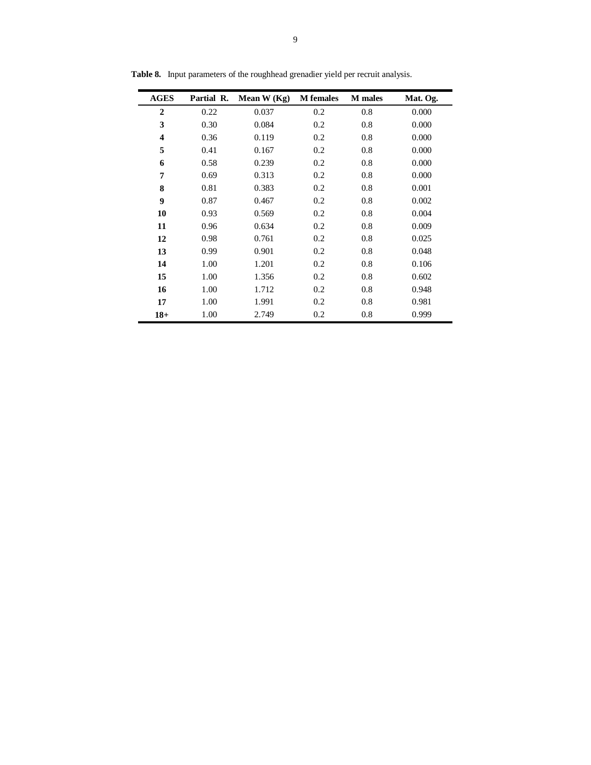**Table 8.** Input parameters of the roughhead grenadier yield per recruit analysis.

| AGES | Partial R. | Mean W (Kg) | M females | M males | Mat. Og. |
|---|---|---|---|---|---|
| **2** | 0.22 | 0.037 | 0.2 | 0.8 | 0.000 |
| **3** | 0.30 | 0.084 | 0.2 | 0.8 | 0.000 |
| **4** | 0.36 | 0.119 | 0.2 | 0.8 | 0.000 |
| **5** | 0.41 | 0.167 | 0.2 | 0.8 | 0.000 |
| **6** | 0.58 | 0.239 | 0.2 | 0.8 | 0.000 |
| **7** | 0.69 | 0.313 | 0.2 | 0.8 | 0.000 |
| **8** | 0.81 | 0.383 | 0.2 | 0.8 | 0.001 |
| **9** | 0.87 | 0.467 | 0.2 | 0.8 | 0.002 |
| **10** | 0.93 | 0.569 | 0.2 | 0.8 | 0.004 |
| **11** | 0.96 | 0.634 | 0.2 | 0.8 | 0.009 |
| **12** | 0.98 | 0.761 | 0.2 | 0.8 | 0.025 |
| **13** | 0.99 | 0.901 | 0.2 | 0.8 | 0.048 |
| **14** | 1.00 | 1.201 | 0.2 | 0.8 | 0.106 |
| **15** | 1.00 | 1.356 | 0.2 | 0.8 | 0.602 |
| **16** | 1.00 | 1.712 | 0.2 | 0.8 | 0.948 |
| **17** | 1.00 | 1.991 | 0.2 | 0.8 | 0.981 |
| **18+** | 1.00 | 2.749 | 0.2 | 0.8 | 0.999 |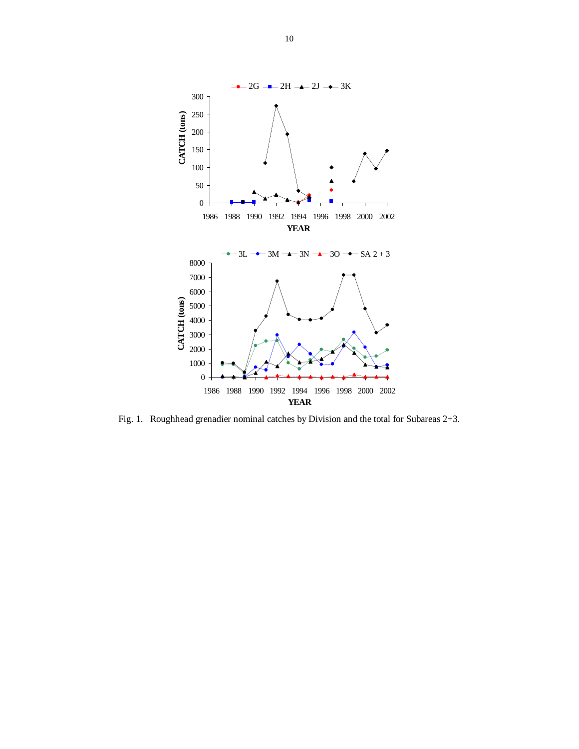2G 2H 2J 3K

CATCH (tons)

300
250
200
150
100
50
0

1986 1988 1990 1992 1994 1996 1998 2000 2002

YEAR

3L 3M 3N 3O SA 2 + 3

CATCH (tons)

8000
7000
6000
5000
4000
3000
2000
1000
0

1986 1988 1990 1992 1994 1996 1998 2000 2002

YEAR

Fig. 1. Roughhead grenadier nominal catches by Division and the total for Subareas 2+3.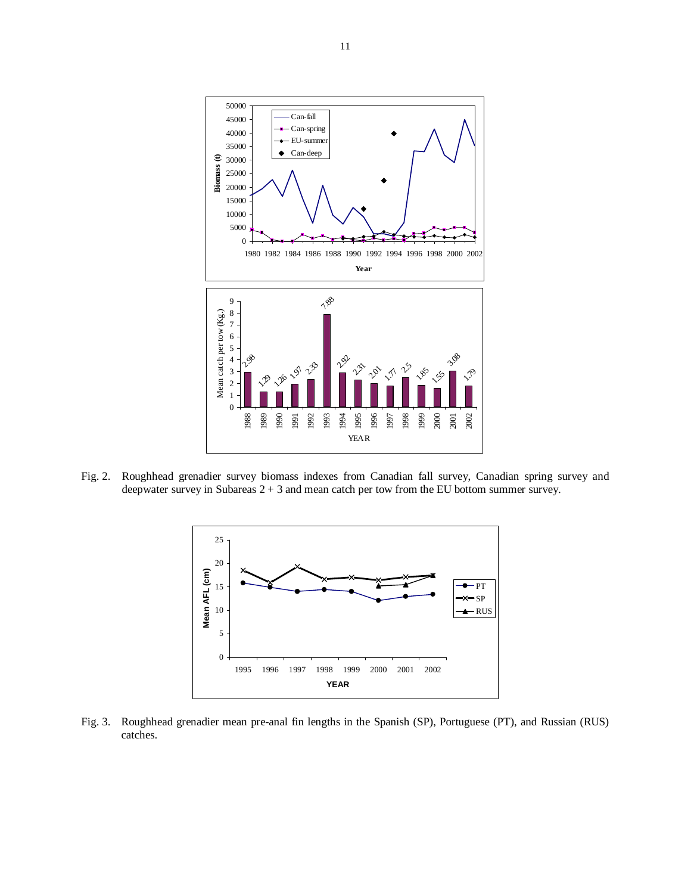50000
45000
40000
35000
30000
25000
20000
15000
10000
5000
0

Biomass (t)

Can-fall
Can-spring
EU-summer
Can-deep

1980 1982 1984 1986 1988 1990 1992 1994 1996 1998 2000 2002

Year

9
8
7
6
5
4
3
2
1
0

Mean catch per tow (Kg.)

2.98 1.29 1.26 1.97 2.33 7.88 2.92 2.31 2.01 1.77 2.5 1.85 1.55 3.08 1.79

1988 1989 1990 1991 1992 1993 1994 1995 1996 1997 1998 1999 2000 2001 2002

YEAR

Fig. 2. Roughhead grenadier survey biomass indexes from Canadian fall survey, Canadian spring survey and deepwater survey in Subareas 2 + 3 and mean catch per tow from the EU bottom summer survey.

25
20
15
10
5
0

Mean AFL (cm)

PT
SP
RUS

1995 1996 1997 1998 1999 2000 2001 2002

YEAR

Fig. 3. Roughhead grenadier mean pre-anal fin lengths in the Spanish (SP), Portuguese (PT), and Russian (RUS) catches.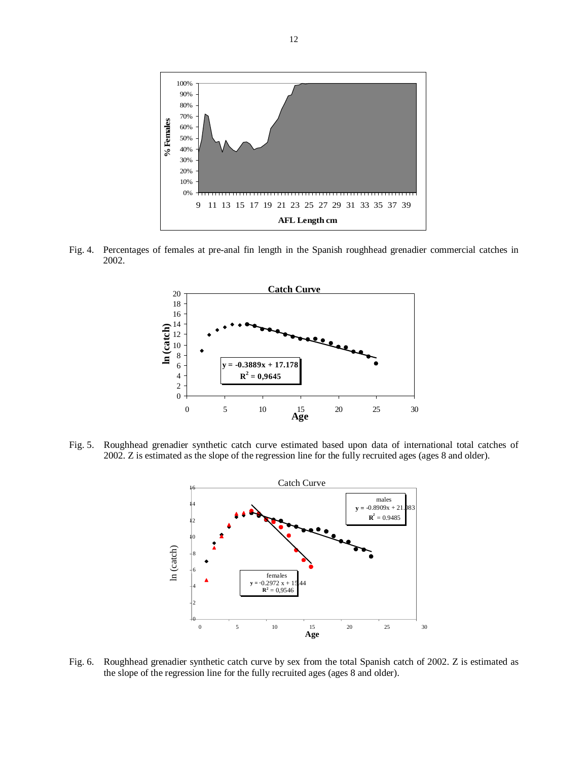% Females

100%
90%
80%
70%
60%
50%
40%
30%
20%
10%
0%

9 11 13 15 17 19 21 23 25 27 29 31 33 35 37 39

AFL Length cm

Fig. 4. Percentages of females at pre-anal fin length in the Spanish roughhead grenadier commercial catches in 2002.

Catch Curve

ln (catch)

20
18
16
14
12
10
8
6
4
2
0

$y = -0.3889x + 17.178$
$R^2 = 0,9645$

0 5 10 15 20 25 30

Age

Fig. 5. Roughhead grenadier synthetic catch curve estimated based upon data of international total catches of 2002. Z is estimated as the slope of the regression line for the fully recruited ages (ages 8 and older).

Catch Curve

ln (catch)

16
14
12
10
8
6
4
2
0

males
$y = -0.8909x + 21.083$
$R^2 = 0.9485$

females
$y = -0.2972x + 15.44$
$R^2 = 0,9546$

0 5 10 15 20 25 30

Age

Fig. 6. Roughhead grenadier synthetic catch curve by sex from the total Spanish catch of 2002. Z is estimated as the slope of the regression line for the fully recruited ages (ages 8 and older).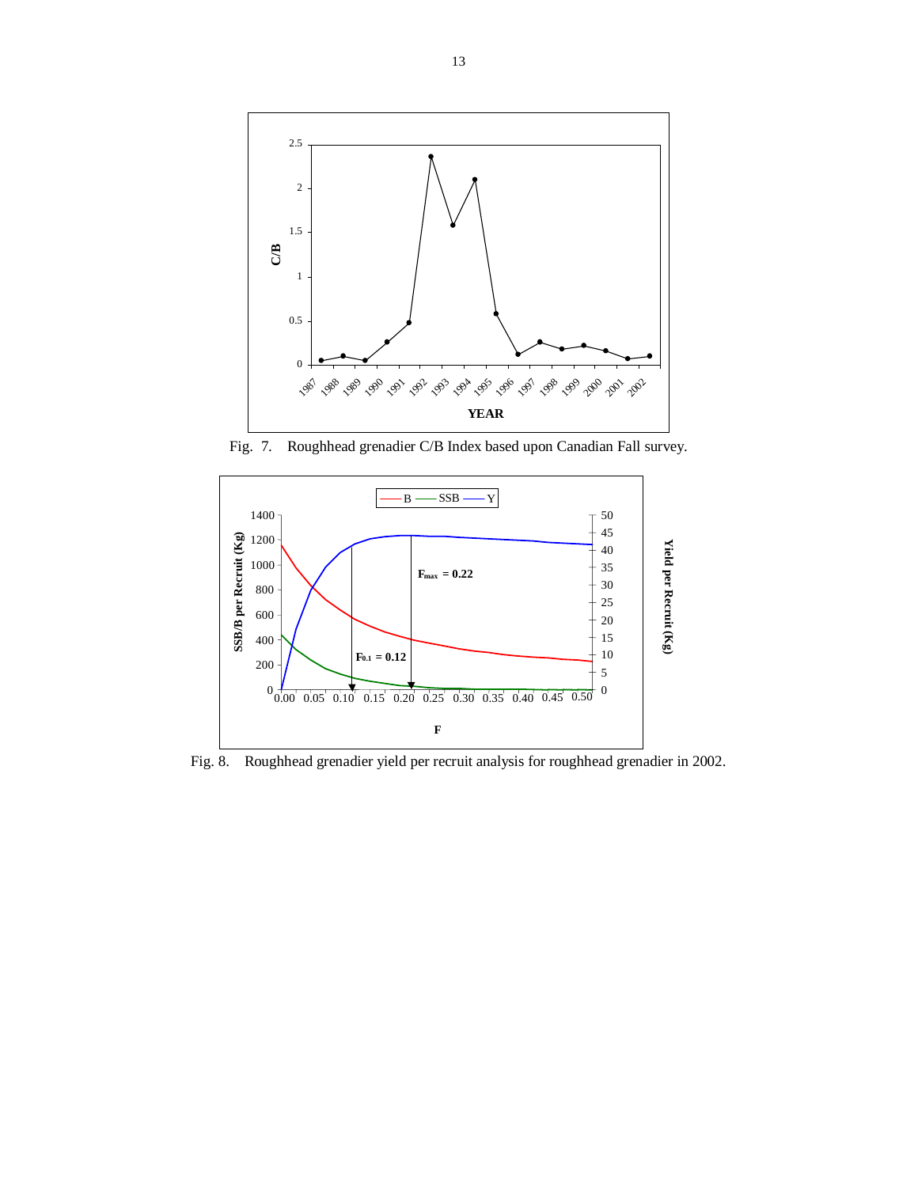2.5

2

1.5

1

0.5

0

C/B

1987 1988 1989 1990 1991 1992 1993 1994 1995 1996 1997 1998 1999 2000 2001 2002

YEAR

Fig. 7. Roughhead grenadier C/B Index based upon Canadian Fall survey.

B SSB Y

1400

1200

1000

800

600

400

200

0

SSB/B per Recruit (Kg)

50

45

40

35

30

25

20

15

10

5

0

Yield per Recruit (Kg)

$F_{max}$ = 0.22

$F_{0.1}$ = 0.12

0.00 0.05 0.10 0.15 0.20 0.25 0.30 0.35 0.40 0.45 0.50

F

Fig. 8. Roughhead grenadier yield per recruit analysis for roughhead grenadier in 2002.